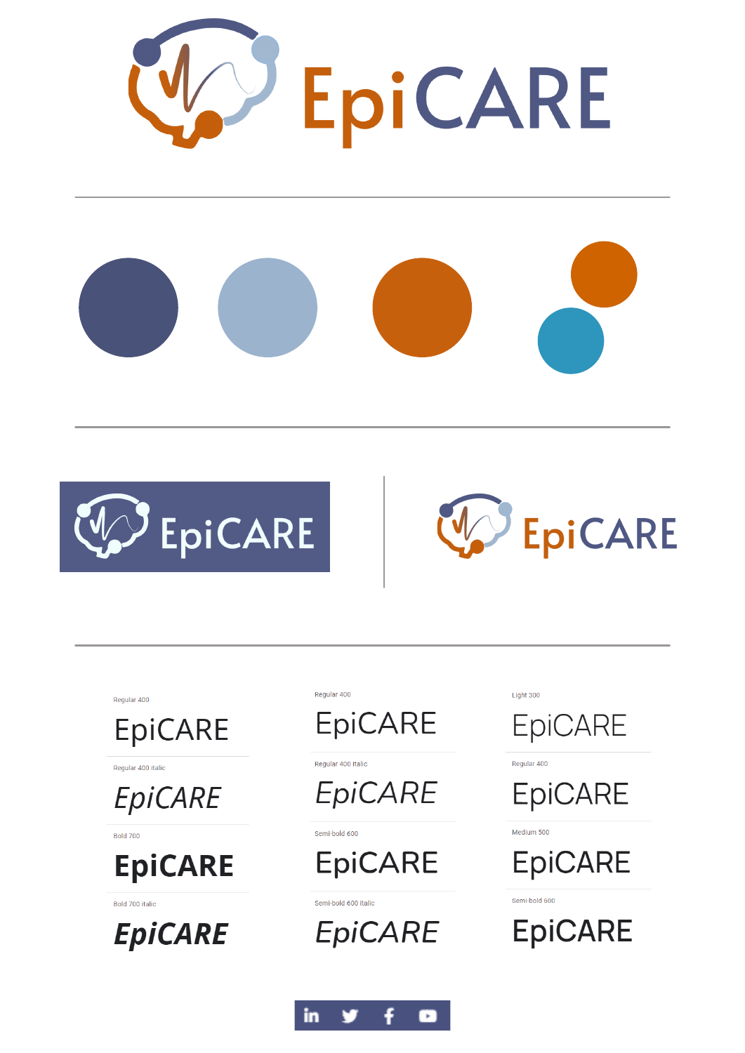EpiCARE

EpiCARE

EpiCARE

Regular 400

EpiCARE

Regular 400 italic

*EpiCARE*

Bold 700

**EpiCARE**

Bold 700 italic

***EpiCARE***

Regular 400

EpiCARE

Regular 400 Italic

*EpiCARE*

Semi-bold 600

EpiCARE

Semi-bold 600 Italic

*EpiCARE*

Light 300

EpiCARE

Regular 400

EpiCARE

Medium 500

EpiCARE

Semi-bold 600

EpiCARE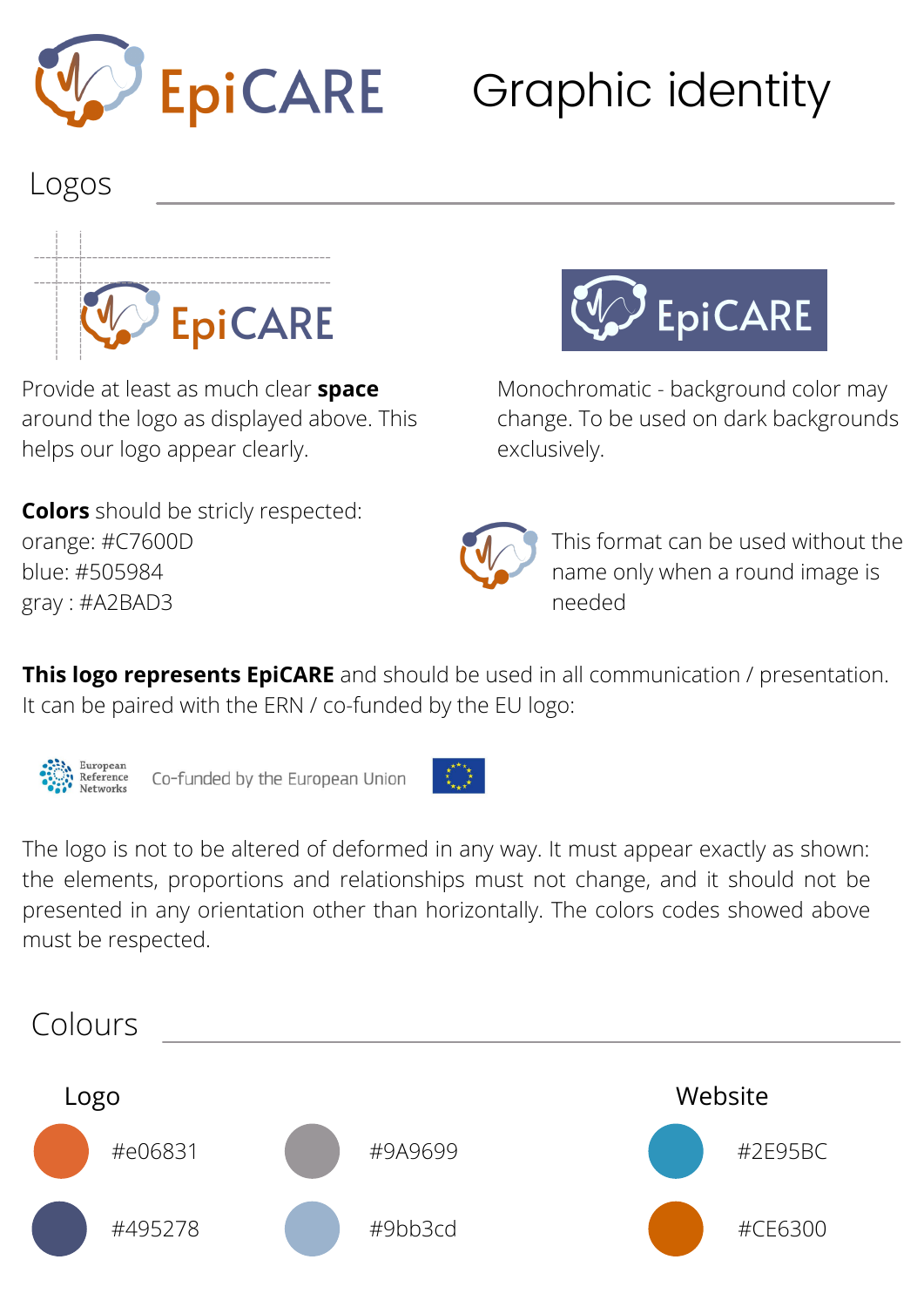# EpiCARE Graphic identity

## Logos

Provide at least as much clear **space** around the logo as displayed above. This helps our logo appear clearly.

Monochromatic - background color may change. To be used on dark backgrounds exclusively.

**Colors** should be stricly respected:
orange: #C7600D
blue: #505984
gray : #A2BAD3

This format can be used without the name only when a round image is needed

**This logo represents EpiCARE** and should be used in all communication / presentation. It can be paired with the ERN / co-funded by the EU logo:

European Reference Networks   Co-funded by the European Union

The logo is not to be altered of deformed in any way. It must appear exactly as shown: the elements, proportions and relationships must not change, and it should not be presented in any orientation other than horizontally. The colors codes showed above must be respected.

## Colours

### Logo

- #e06831
- #495278
- #9A9699
- #9bb3cd

### Website

- #2E95BC
- #CE6300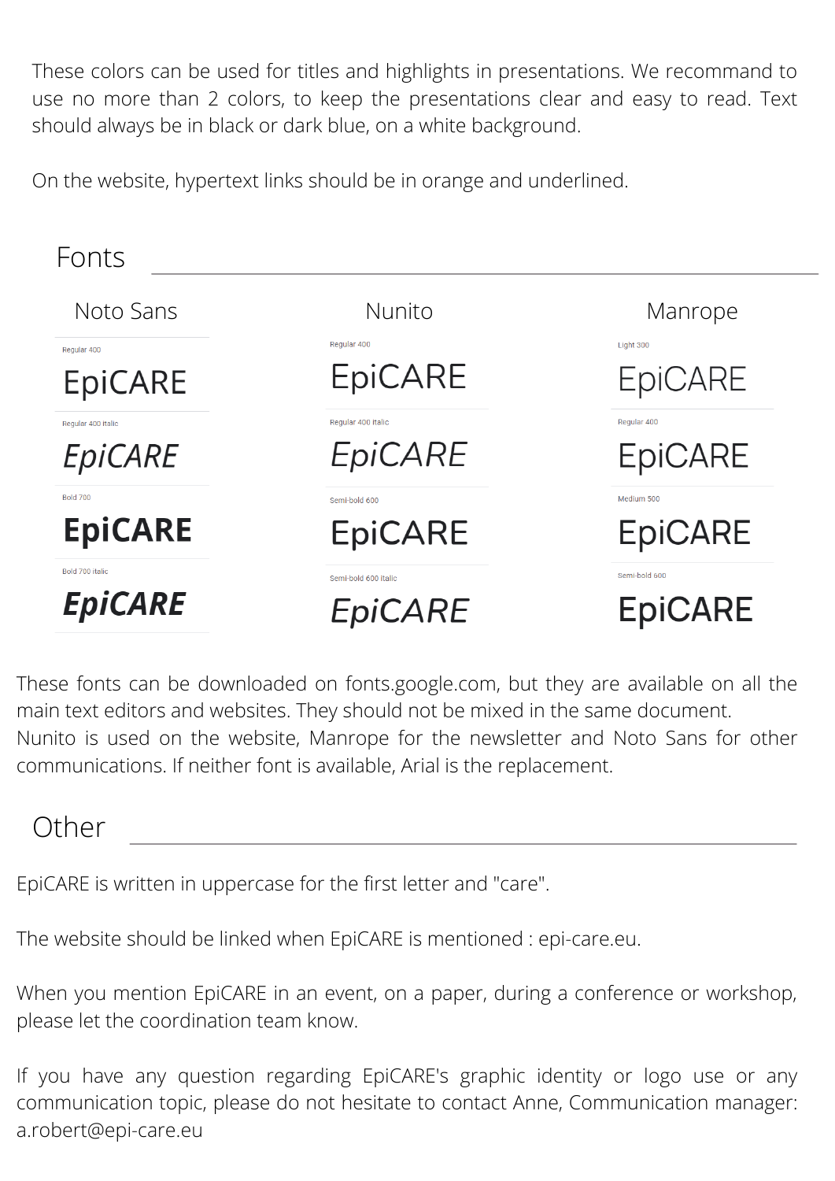These colors can be used for titles and highlights in presentations. We recommand to use no more than 2 colors, to keep the presentations clear and easy to read. Text should always be in black or dark blue, on a white background.

On the website, hypertext links should be in orange and underlined.

## Fonts

### Noto Sans

Regular 400

EpiCARE

Regular 400 Italic

*EpiCARE*

Bold 700

**EpiCARE**

Bold 700 italic

***EpiCARE***

### Nunito

Regular 400

EpiCARE

Regular 400 Italic

*EpiCARE*

Semi-bold 600

EpiCARE

Semi-bold 600 Italic

*EpiCARE*

### Manrope

Light 300

EpiCARE

Regular 400

EpiCARE

Medium 500

EpiCARE

Semi-bold 600

EpiCARE

These fonts can be downloaded on fonts.google.com, but they are available on all the main text editors and websites. They should not be mixed in the same document. Nunito is used on the website, Manrope for the newsletter and Noto Sans for other communications. If neither font is available, Arial is the replacement.

## Other

EpiCARE is written in uppercase for the first letter and "care".

The website should be linked when EpiCARE is mentioned : epi-care.eu.

When you mention EpiCARE in an event, on a paper, during a conference or workshop, please let the coordination team know.

If you have any question regarding EpiCARE's graphic identity or logo use or any communication topic, please do not hesitate to contact Anne, Communication manager: a.robert@epi-care.eu